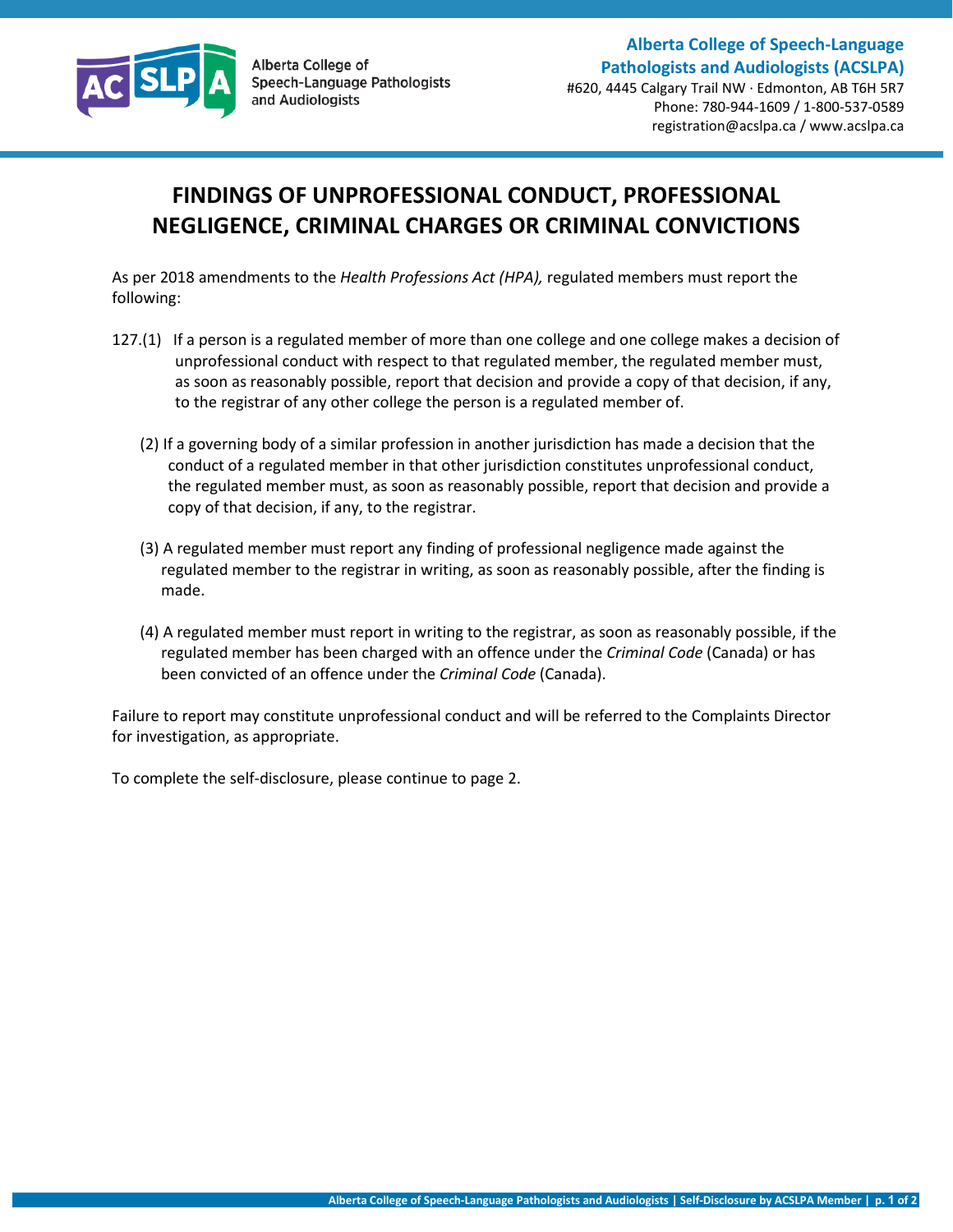Alberta College of Speech-Language Pathologists and Audiologists

**Alberta College of Speech-Language Pathologists and Audiologists (ACSLPA)**
#620, 4445 Calgary Trail NW · Edmonton, AB T6H 5R7
Phone: 780-944-1609 / 1-800-537-0589
registration@acslpa.ca / www.acslpa.ca

# FINDINGS OF UNPROFESSIONAL CONDUCT, PROFESSIONAL NEGLIGENCE, CRIMINAL CHARGES OR CRIMINAL CONVICTIONS

As per 2018 amendments to the *Health Professions Act (HPA),* regulated members must report the following:

127.(1) If a person is a regulated member of more than one college and one college makes a decision of unprofessional conduct with respect to that regulated member, the regulated member must, as soon as reasonably possible, report that decision and provide a copy of that decision, if any, to the registrar of any other college the person is a regulated member of.

(2) If a governing body of a similar profession in another jurisdiction has made a decision that the conduct of a regulated member in that other jurisdiction constitutes unprofessional conduct, the regulated member must, as soon as reasonably possible, report that decision and provide a copy of that decision, if any, to the registrar.

(3) A regulated member must report any finding of professional negligence made against the regulated member to the registrar in writing, as soon as reasonably possible, after the finding is made.

(4) A regulated member must report in writing to the registrar, as soon as reasonably possible, if the regulated member has been charged with an offence under the *Criminal Code* (Canada) or has been convicted of an offence under the *Criminal Code* (Canada).

Failure to report may constitute unprofessional conduct and will be referred to the Complaints Director for investigation, as appropriate.

To complete the self-disclosure, please continue to page 2.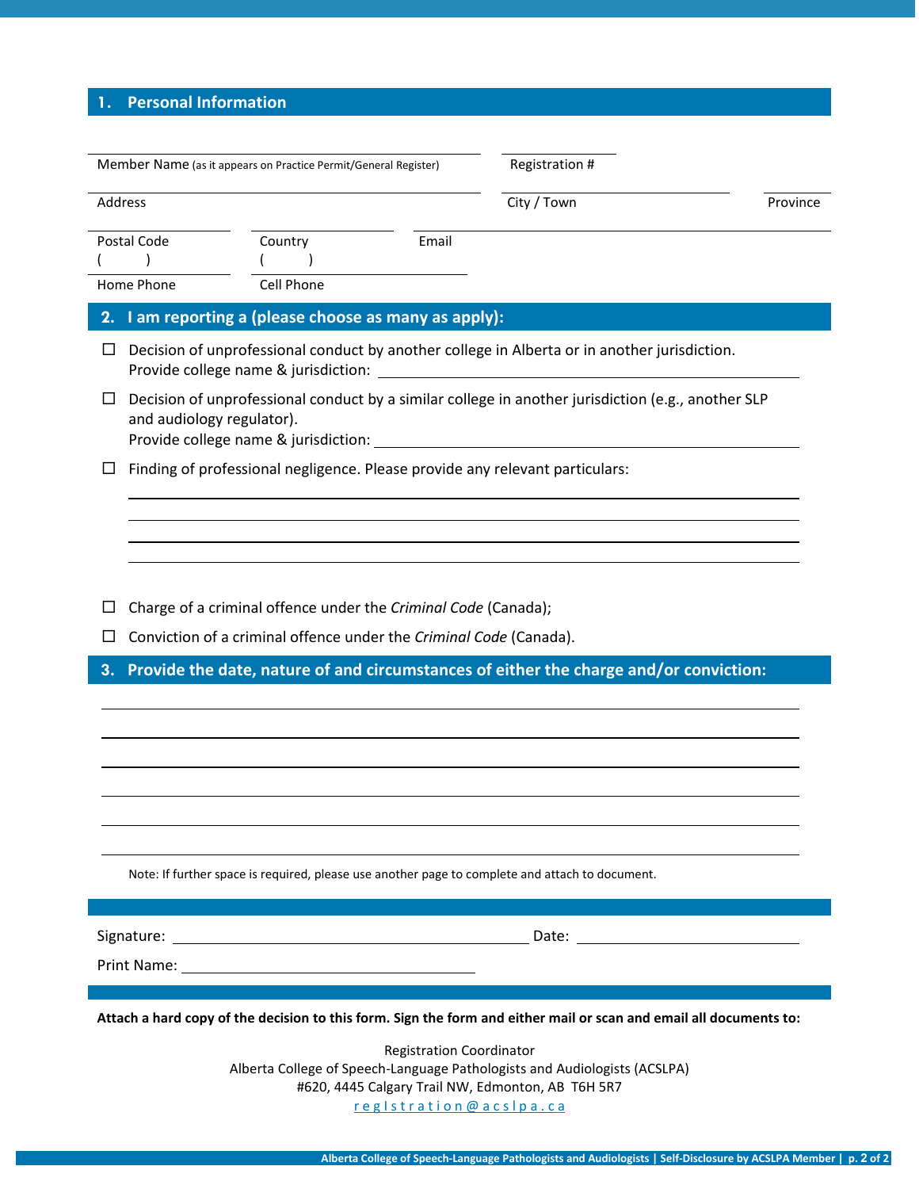## 1. Personal Information

Member Name (as it appears on Practice Permit/General Register)

Registration #

Address

City / Town

Province

Postal Code

Country

Email

(      )

Home Phone

(      )

Cell Phone

## 2. I am reporting a (please choose as many as apply):

☐ Decision of unprofessional conduct by another college in Alberta or in another jurisdiction.
Provide college name & jurisdiction: ______________________________

☐ Decision of unprofessional conduct by a similar college in another jurisdiction (e.g., another SLP and audiology regulator).
Provide college name & jurisdiction: ______________________________

☐ Finding of professional negligence. Please provide any relevant particulars:

______________________________

______________________________

______________________________

______________________________

☐ Charge of a criminal offence under the *Criminal Code* (Canada);

☐ Conviction of a criminal offence under the *Criminal Code* (Canada).

## 3. Provide the date, nature of and circumstances of either the charge and/or conviction:

______________________________

______________________________

______________________________

______________________________

______________________________

______________________________

Note: If further space is required, please use another page to complete and attach to document.

Signature: ______________________________ Date: ______________________________

Print Name: ______________________________

**Attach a hard copy of the decision to this form. Sign the form and either mail or scan and email all documents to:**

Registration Coordinator
Alberta College of Speech-Language Pathologists and Audiologists (ACSLPA)
#620, 4445 Calgary Trail NW, Edmonton, AB T6H 5R7
registration@acslpa.ca